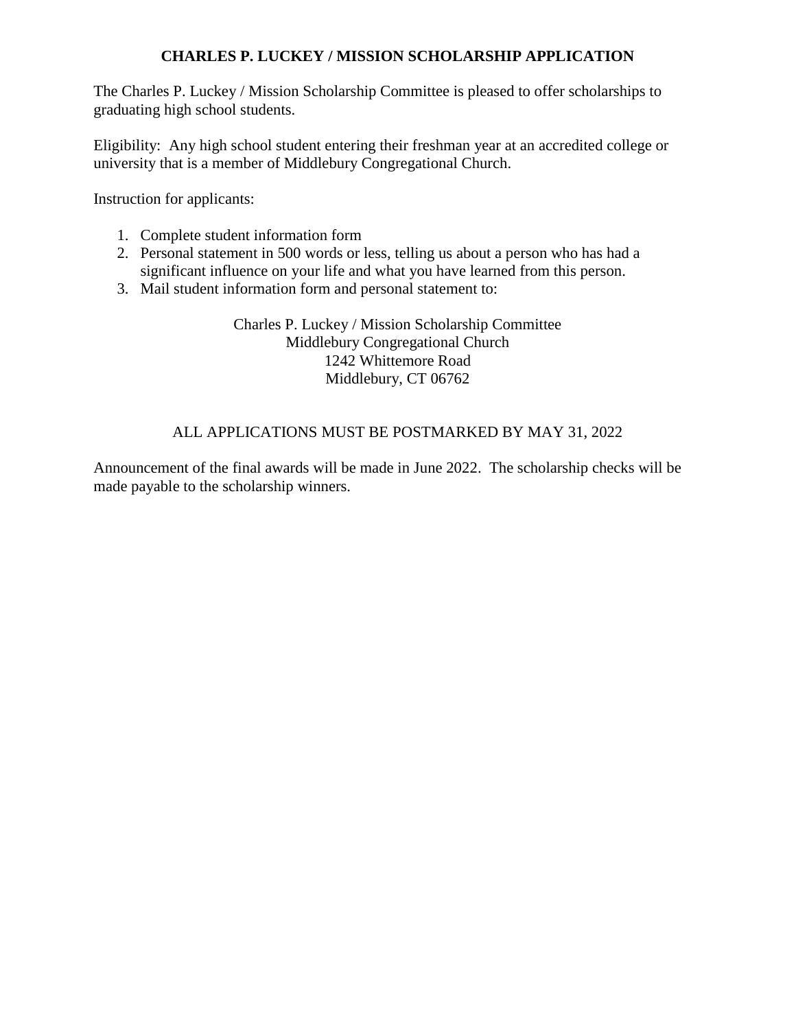# CHARLES P. LUCKEY / MISSION SCHOLARSHIP APPLICATION

The Charles P. Luckey / Mission Scholarship Committee is pleased to offer scholarships to graduating high school students.

Eligibility: Any high school student entering their freshman year at an accredited college or university that is a member of Middlebury Congregational Church.

Instruction for applicants:

1. Complete student information form
2. Personal statement in 500 words or less, telling us about a person who has had a significant influence on your life and what you have learned from this person.
3. Mail student information form and personal statement to:

Charles P. Luckey / Mission Scholarship Committee
Middlebury Congregational Church
1242 Whittemore Road
Middlebury, CT 06762

ALL APPLICATIONS MUST BE POSTMARKED BY MAY 31, 2022

Announcement of the final awards will be made in June 2022. The scholarship checks will be made payable to the scholarship winners.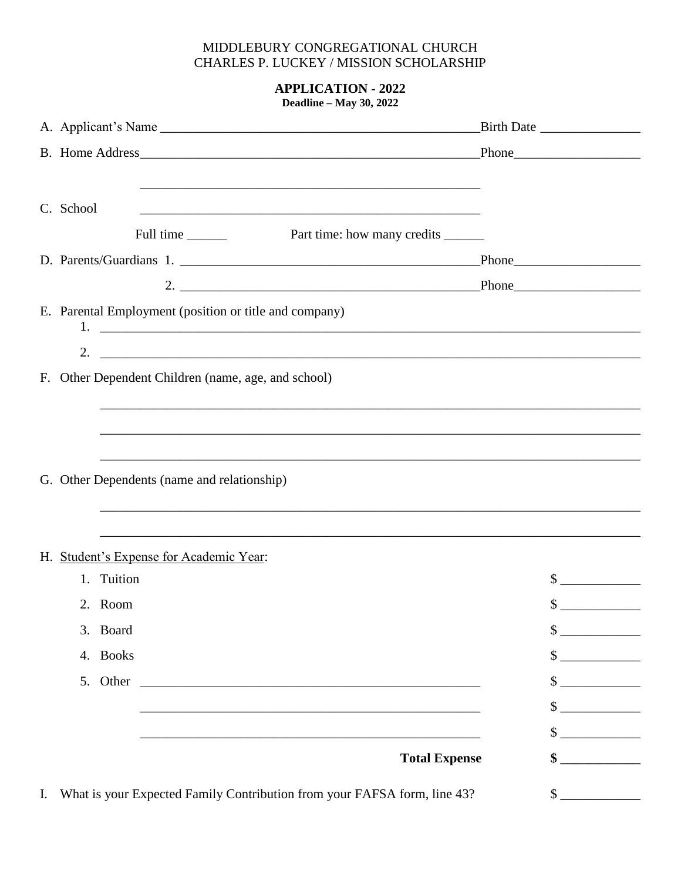MIDDLEBURY CONGREGATIONAL CHURCH
CHARLES P. LUCKEY / MISSION SCHOLARSHIP

**APPLICATION - 2022**
**Deadline – May 30, 2022**

A. Applicant's Name ______________________________________________ Birth Date _______________

B. Home Address ______________________________________________ Phone___________________

______________________________________________

C. School ______________________________________________

Full time ______ Part time: how many credits ______

D. Parents/Guardians 1. ______________________________________________ Phone___________________

2. ______________________________________________ Phone___________________

E. Parental Employment (position or title and company)

1. ______________________________________________________________________

2. ______________________________________________________________________

F. Other Dependent Children (name, age, and school)

______________________________________________________________________

______________________________________________________________________

______________________________________________________________________

G. Other Dependents (name and relationship)

______________________________________________________________________

______________________________________________________________________

H. Student's Expense for Academic Year:

1. Tuition $ ____________
2. Room $ ____________
3. Board $ ____________
4. Books $ ____________
5. Other ______________________________________________ $ ____________

______________________________________________ $ ____________

______________________________________________ $ ____________

**Total Expense** **$ ____________**

I. What is your Expected Family Contribution from your FAFSA form, line 43? $ ____________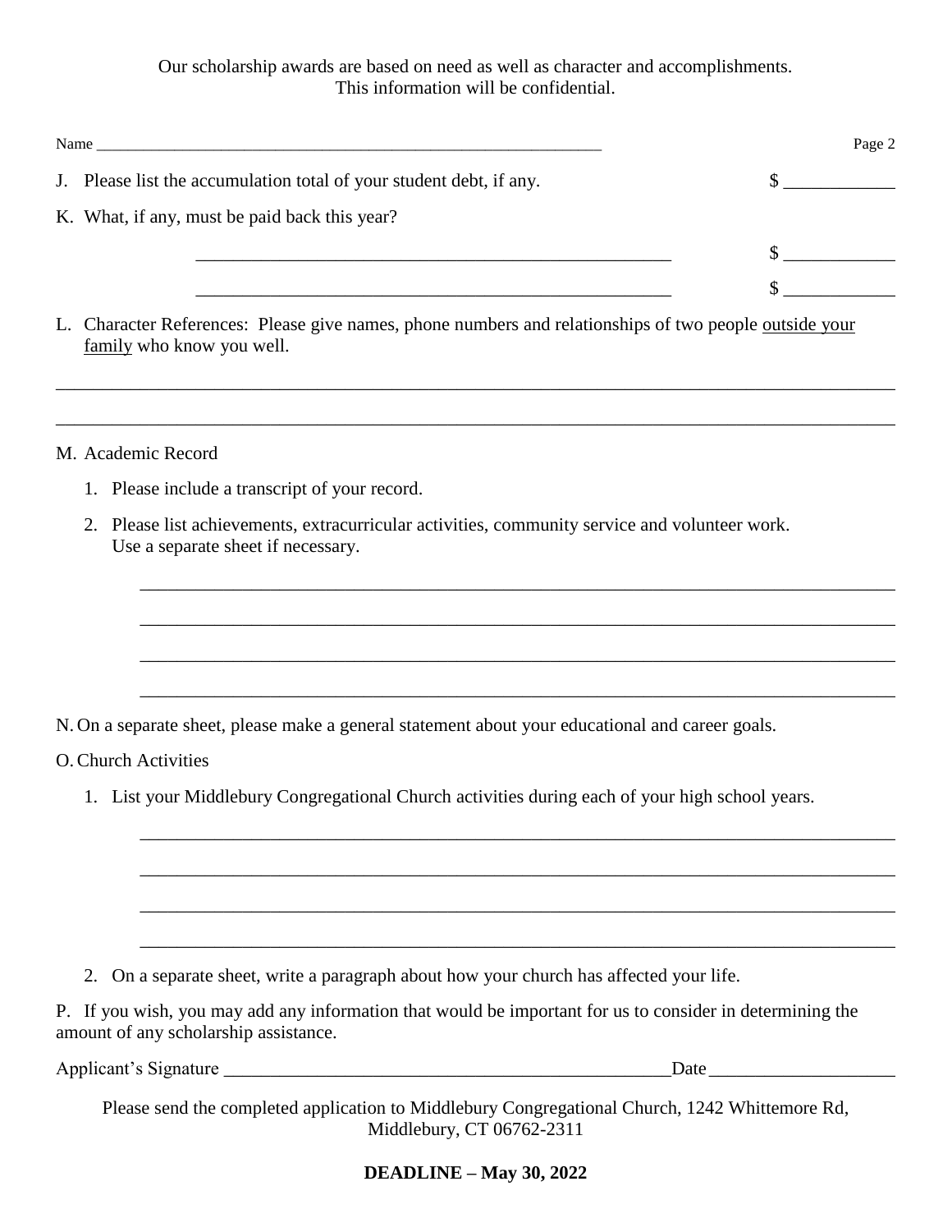Our scholarship awards are based on need as well as character and accomplishments.
This information will be confidential.

Name ________________________________________________________________

J. Please list the accumulation total of your student debt, if any. $ ____________

K. What, if any, must be paid back this year?

_____________________________________________________ $ ____________

_____________________________________________________ $ ____________

L. Character References: Please give names, phone numbers and relationships of two people <u>outside your family</u> who know you well.

_____________________________________________________________________________________

_____________________________________________________________________________________

M. Academic Record

1. Please include a transcript of your record.
2. Please list achievements, extracurricular activities, community service and volunteer work. Use a separate sheet if necessary.

_____________________________________________________________________________________

_____________________________________________________________________________________

_____________________________________________________________________________________

_____________________________________________________________________________________

N. On a separate sheet, please make a general statement about your educational and career goals.

O. Church Activities

1. List your Middlebury Congregational Church activities during each of your high school years.

_____________________________________________________________________________________

_____________________________________________________________________________________

_____________________________________________________________________________________

_____________________________________________________________________________________

2. On a separate sheet, write a paragraph about how your church has affected your life.

P. If you wish, you may add any information that would be important for us to consider in determining the amount of any scholarship assistance.

Applicant's Signature __________________________________________________ Date ____________________

Please send the completed application to Middlebury Congregational Church, 1242 Whittemore Rd, Middlebury, CT 06762-2311

**DEADLINE – May 30, 2022**